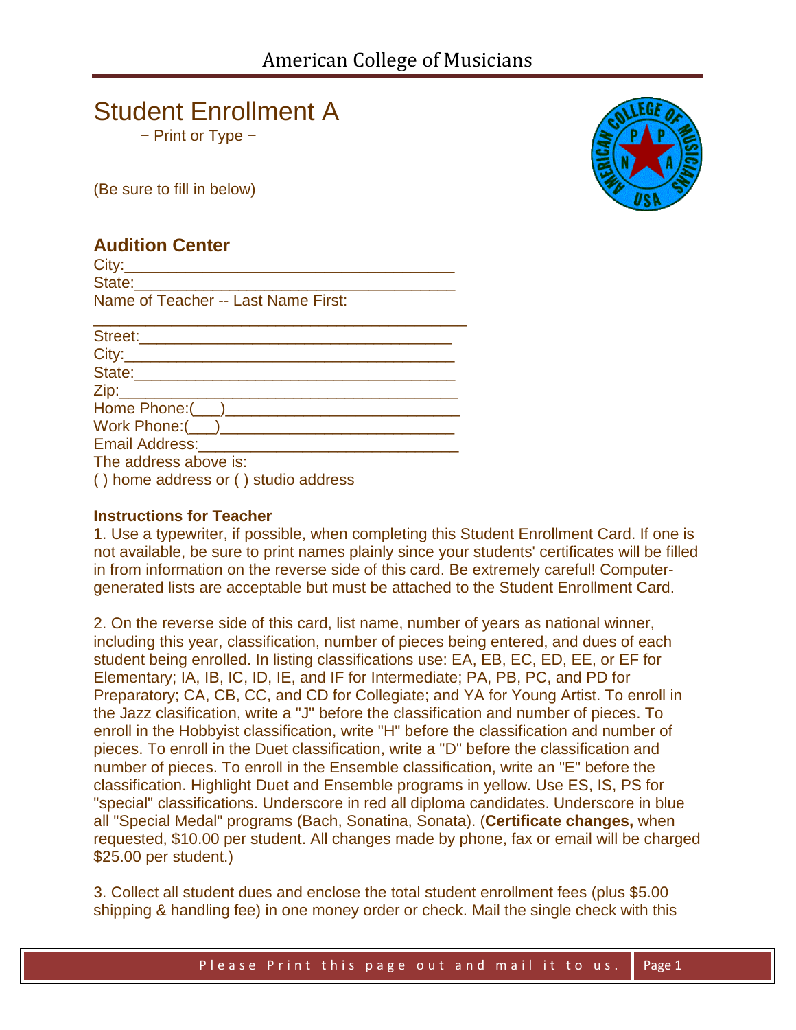# Student Enrollment A

− Print or Type −

(Be sure to fill in below)

## Audition Center

City:______________________________________

State:_____________________________________

Name of Teacher -- Last Name First:

___________________________________________

Street:____________________________________

City:______________________________________

State:_____________________________________

Zip:_______________________________________

Home Phone:(___)___________________________

Work Phone:(___)___________________________

Email Address:_____________________________

The address above is:

( ) home address or ( ) studio address

### Instructions for Teacher

1. Use a typewriter, if possible, when completing this Student Enrollment Card. If one is not available, be sure to print names plainly since your students' certificates will be filled in from information on the reverse side of this card. Be extremely careful! Computer-generated lists are acceptable but must be attached to the Student Enrollment Card.

2. On the reverse side of this card, list name, number of years as national winner, including this year, classification, number of pieces being entered, and dues of each student being enrolled. In listing classifications use: EA, EB, EC, ED, EE, or EF for Elementary; IA, IB, IC, ID, IE, and IF for Intermediate; PA, PB, PC, and PD for Preparatory; CA, CB, CC, and CD for Collegiate; and YA for Young Artist. To enroll in the Jazz clasification, write a "J" before the classification and number of pieces. To enroll in the Hobbyist classification, write "H" before the classification and number of pieces. To enroll in the Duet classification, write a "D" before the classification and number of pieces. To enroll in the Ensemble classification, write an "E" before the classification. Highlight Duet and Ensemble programs in yellow. Use ES, IS, PS for "special" classifications. Underscore in red all diploma candidates. Underscore in blue all "Special Medal" programs (Bach, Sonatina, Sonata). (**Certificate changes,** when requested, $10.00 per student. All changes made by phone, fax or email will be charged $25.00 per student.)

3. Collect all student dues and enclose the total student enrollment fees (plus $5.00 shipping & handling fee) in one money order or check. Mail the single check with this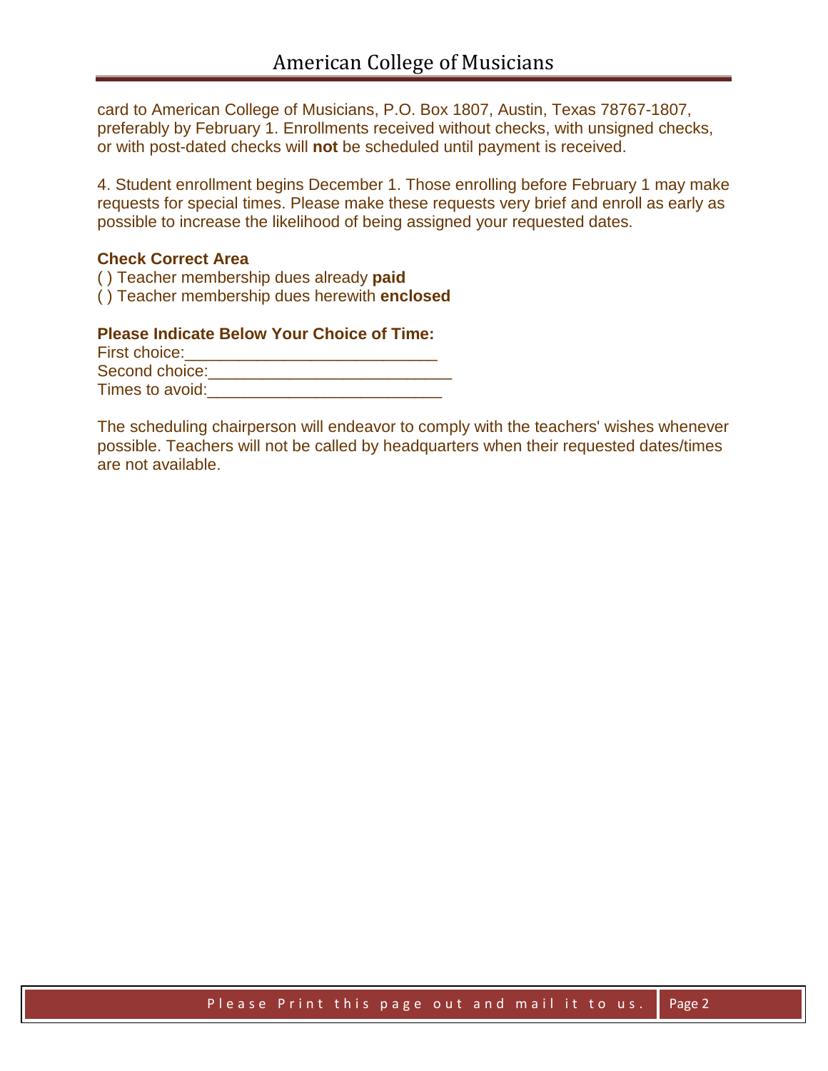card to American College of Musicians, P.O. Box 1807, Austin, Texas 78767-1807, preferably by February 1. Enrollments received without checks, with unsigned checks, or with post-dated checks will **not** be scheduled until payment is received.

4. Student enrollment begins December 1. Those enrolling before February 1 may make requests for special times. Please make these requests very brief and enroll as early as possible to increase the likelihood of being assigned your requested dates.

**Check Correct Area**

( ) Teacher membership dues already **paid**
( ) Teacher membership dues herewith **enclosed**

**Please Indicate Below Your Choice of Time:**

First choice:___________________________
Second choice:__________________________
Times to avoid:_________________________

The scheduling chairperson will endeavor to comply with the teachers' wishes whenever possible. Teachers will not be called by headquarters when their requested dates/times are not available.

Please Print this page out and mail it to us.